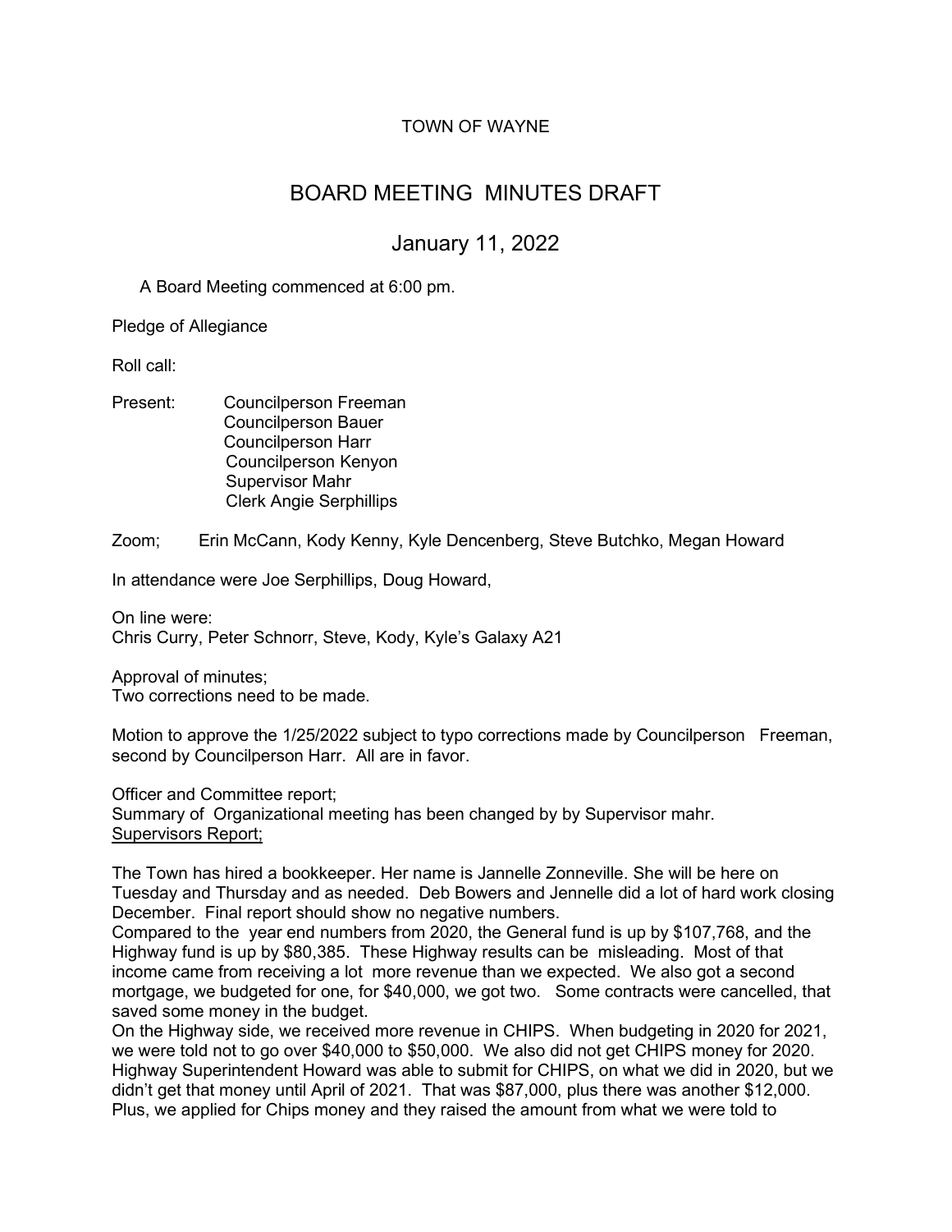TOWN OF WAYNE

# BOARD MEETING MINUTES DRAFT

## January 11, 2022

A Board Meeting commenced at 6:00 pm.

Pledge of Allegiance

Roll call:

Present: Councilperson Freeman
Councilperson Bauer
Councilperson Harr
Councilperson Kenyon
Supervisor Mahr
Clerk Angie Serphillips

Zoom; Erin McCann, Kody Kenny, Kyle Dencenberg, Steve Butchko, Megan Howard

In attendance were Joe Serphillips, Doug Howard,

On line were:
Chris Curry, Peter Schnorr, Steve, Kody, Kyle's Galaxy A21

Approval of minutes;
Two corrections need to be made.

Motion to approve the 1/25/2022 subject to typo corrections made by Councilperson Freeman, second by Councilperson Harr. All are in favor.

Officer and Committee report;
Summary of Organizational meeting has been changed by by Supervisor mahr.
<u>Supervisors Report;</u>

The Town has hired a bookkeeper. Her name is Jannelle Zonneville. She will be here on Tuesday and Thursday and as needed. Deb Bowers and Jennelle did a lot of hard work closing December. Final report should show no negative numbers.
Compared to the year end numbers from 2020, the General fund is up by $107,768, and the Highway fund is up by $80,385. These Highway results can be misleading. Most of that income came from receiving a lot more revenue than we expected. We also got a second mortgage, we budgeted for one, for $40,000, we got two. Some contracts were cancelled, that saved some money in the budget.
On the Highway side, we received more revenue in CHIPS. When budgeting in 2020 for 2021, we were told not to go over $40,000 to $50,000. We also did not get CHIPS money for 2020. Highway Superintendent Howard was able to submit for CHIPS, on what we did in 2020, but we didn't get that money until April of 2021. That was $87,000, plus there was another $12,000. Plus, we applied for Chips money and they raised the amount from what we were told to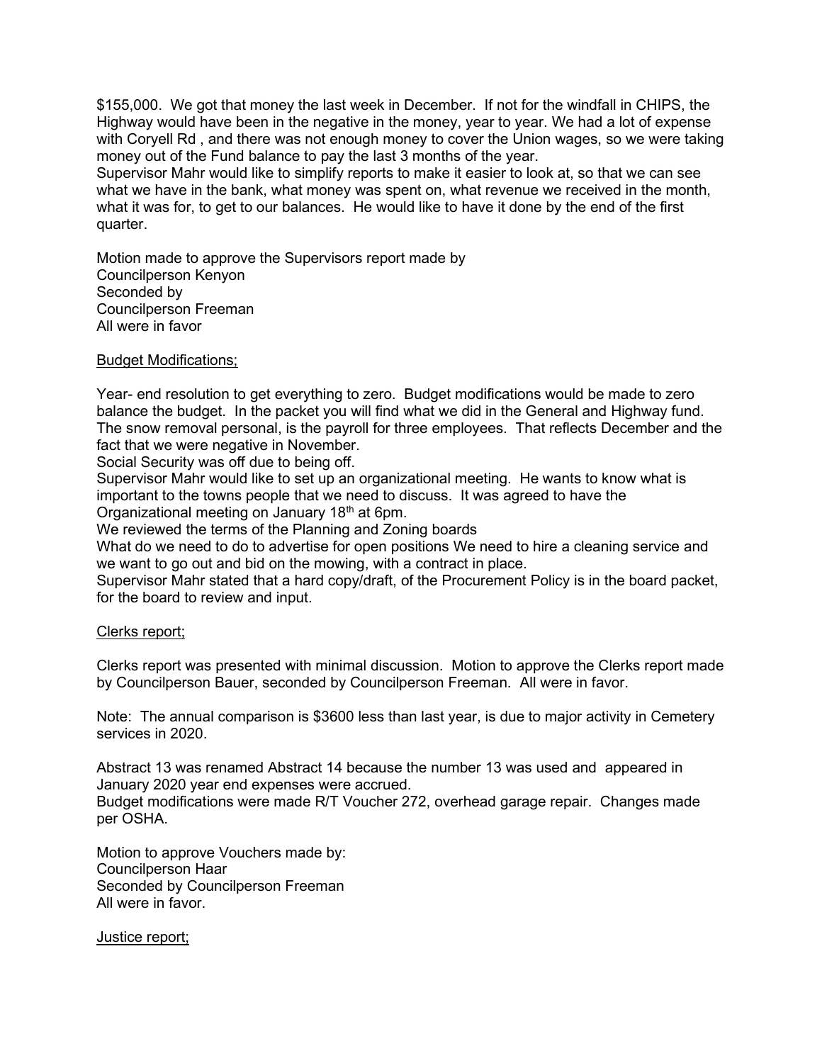$155,000. We got that money the last week in December. If not for the windfall in CHIPS, the Highway would have been in the negative in the money, year to year. We had a lot of expense with Coryell Rd , and there was not enough money to cover the Union wages, so we were taking money out of the Fund balance to pay the last 3 months of the year.
Supervisor Mahr would like to simplify reports to make it easier to look at, so that we can see what we have in the bank, what money was spent on, what revenue we received in the month, what it was for, to get to our balances. He would like to have it done by the end of the first quarter.

Motion made to approve the Supervisors report made by
Councilperson Kenyon
Seconded by
Councilperson Freeman
All were in favor

<u>Budget Modifications;</u>

Year- end resolution to get everything to zero. Budget modifications would be made to zero balance the budget. In the packet you will find what we did in the General and Highway fund. The snow removal personal, is the payroll for three employees. That reflects December and the fact that we were negative in November.
Social Security was off due to being off.
Supervisor Mahr would like to set up an organizational meeting. He wants to know what is important to the towns people that we need to discuss. It was agreed to have the Organizational meeting on January 18th at 6pm.
We reviewed the terms of the Planning and Zoning boards
What do we need to do to advertise for open positions We need to hire a cleaning service and we want to go out and bid on the mowing, with a contract in place.
Supervisor Mahr stated that a hard copy/draft, of the Procurement Policy is in the board packet, for the board to review and input.

<u>Clerks report;</u>

Clerks report was presented with minimal discussion. Motion to approve the Clerks report made by Councilperson Bauer, seconded by Councilperson Freeman. All were in favor.

Note: The annual comparison is $3600 less than last year, is due to major activity in Cemetery services in 2020.

Abstract 13 was renamed Abstract 14 because the number 13 was used and appeared in January 2020 year end expenses were accrued.
Budget modifications were made R/T Voucher 272, overhead garage repair. Changes made per OSHA.

Motion to approve Vouchers made by:
Councilperson Haar
Seconded by Councilperson Freeman
All were in favor.

<u>Justice report;</u>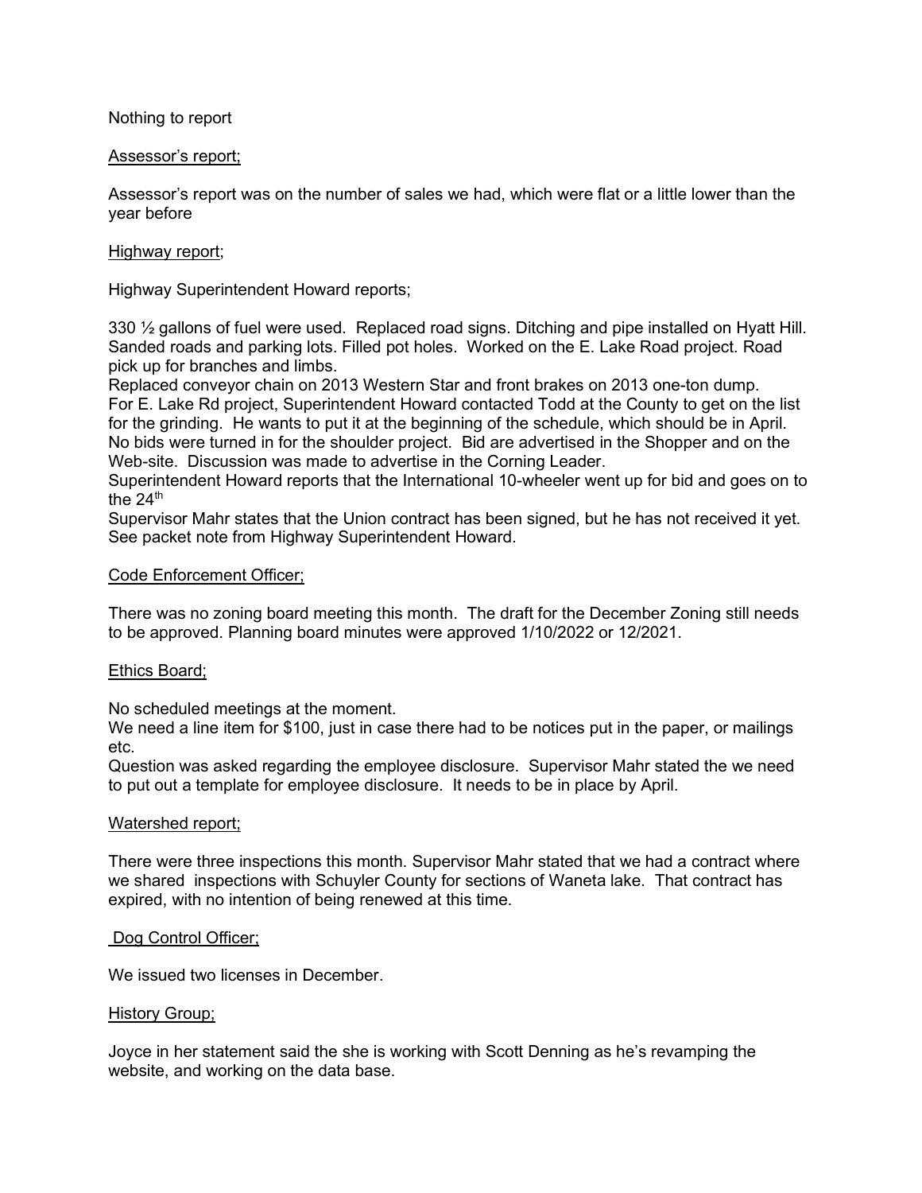Nothing to report

Assessor's report;

Assessor's report was on the number of sales we had, which were flat or a little lower than the year before

Highway report;

Highway Superintendent Howard reports;

330 ½ gallons of fuel were used. Replaced road signs. Ditching and pipe installed on Hyatt Hill. Sanded roads and parking lots. Filled pot holes. Worked on the E. Lake Road project. Road pick up for branches and limbs.
Replaced conveyor chain on 2013 Western Star and front brakes on 2013 one-ton dump.
For E. Lake Rd project, Superintendent Howard contacted Todd at the County to get on the list for the grinding. He wants to put it at the beginning of the schedule, which should be in April.
No bids were turned in for the shoulder project. Bid are advertised in the Shopper and on the Web-site. Discussion was made to advertise in the Corning Leader.
Superintendent Howard reports that the International 10-wheeler went up for bid and goes on to the 24th
Supervisor Mahr states that the Union contract has been signed, but he has not received it yet.
See packet note from Highway Superintendent Howard.

Code Enforcement Officer;

There was no zoning board meeting this month. The draft for the December Zoning still needs to be approved. Planning board minutes were approved 1/10/2022 or 12/2021.

Ethics Board;

No scheduled meetings at the moment.
We need a line item for $100, just in case there had to be notices put in the paper, or mailings etc.
Question was asked regarding the employee disclosure. Supervisor Mahr stated the we need to put out a template for employee disclosure. It needs to be in place by April.

Watershed report;

There were three inspections this month. Supervisor Mahr stated that we had a contract where we shared inspections with Schuyler County for sections of Waneta lake. That contract has expired, with no intention of being renewed at this time.

Dog Control Officer;

We issued two licenses in December.

History Group;

Joyce in her statement said the she is working with Scott Denning as he's revamping the website, and working on the data base.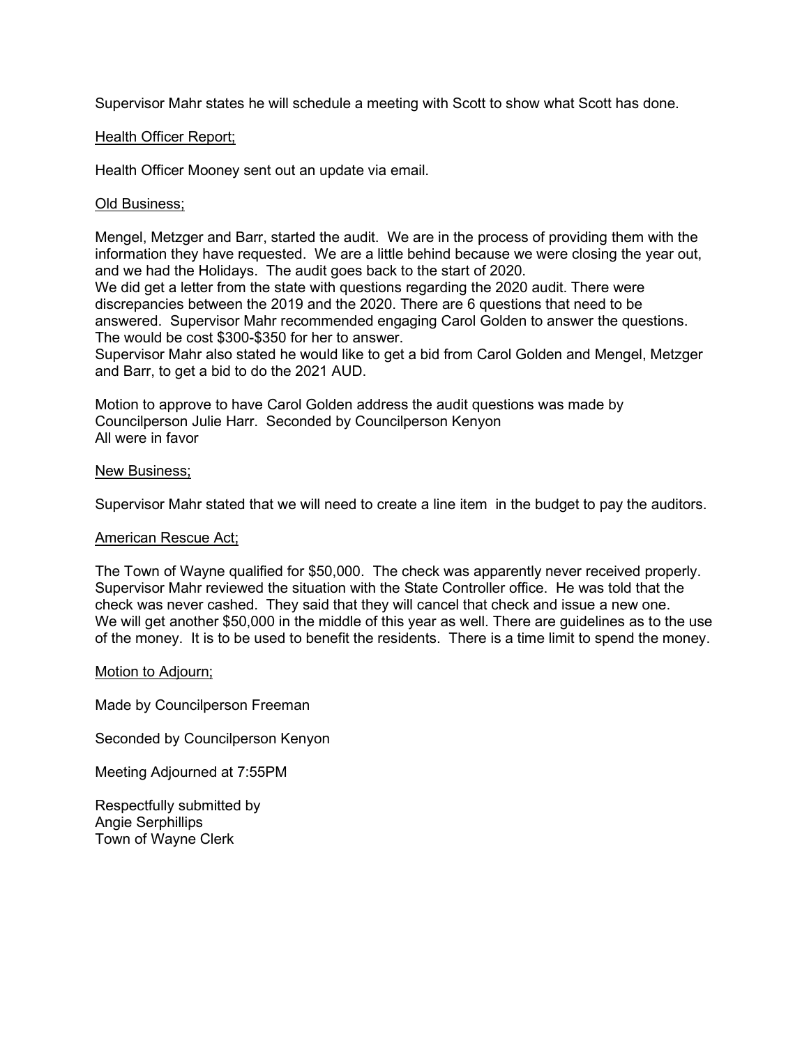Supervisor Mahr states he will schedule a meeting with Scott to show what Scott has done.

Health Officer Report;

Health Officer Mooney sent out an update via email.

Old Business;

Mengel, Metzger and Barr, started the audit. We are in the process of providing them with the information they have requested. We are a little behind because we were closing the year out, and we had the Holidays. The audit goes back to the start of 2020.
We did get a letter from the state with questions regarding the 2020 audit. There were discrepancies between the 2019 and the 2020. There are 6 questions that need to be answered. Supervisor Mahr recommended engaging Carol Golden to answer the questions. The would be cost $300-$350 for her to answer.
Supervisor Mahr also stated he would like to get a bid from Carol Golden and Mengel, Metzger and Barr, to get a bid to do the 2021 AUD.

Motion to approve to have Carol Golden address the audit questions was made by Councilperson Julie Harr. Seconded by Councilperson Kenyon
All were in favor

New Business;

Supervisor Mahr stated that we will need to create a line item in the budget to pay the auditors.

American Rescue Act;

The Town of Wayne qualified for $50,000. The check was apparently never received properly. Supervisor Mahr reviewed the situation with the State Controller office. He was told that the check was never cashed. They said that they will cancel that check and issue a new one.
We will get another $50,000 in the middle of this year as well. There are guidelines as to the use of the money. It is to be used to benefit the residents. There is a time limit to spend the money.

Motion to Adjourn;

Made by Councilperson Freeman

Seconded by Councilperson Kenyon

Meeting Adjourned at 7:55PM

Respectfully submitted by
Angie Serphillips
Town of Wayne Clerk